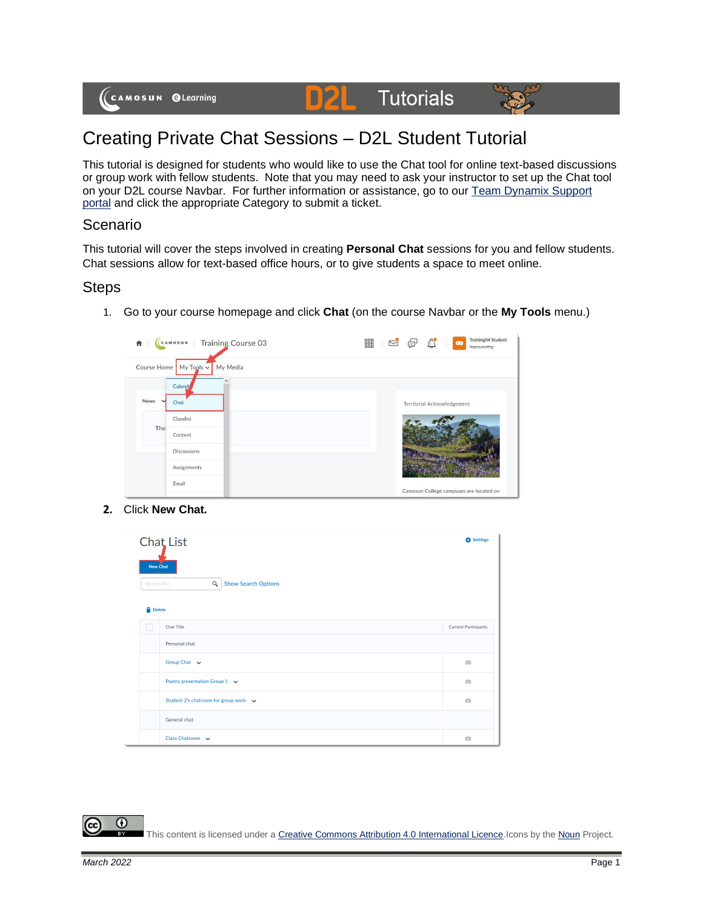# Creating Private Chat Sessions – D2L Student Tutorial

This tutorial is designed for students who would like to use the Chat tool for online text-based discussions or group work with fellow students. Note that you may need to ask your instructor to set up the Chat tool on your D2L course Navbar. For further information or assistance, go to our Team Dynamix Support portal and click the appropriate Category to submit a ticket.

## Scenario

This tutorial will cover the steps involved in creating **Personal Chat** sessions for you and fellow students. Chat sessions allow for text-based office hours, or to give students a space to meet online.

## Steps

1. Go to your course homepage and click **Chat** (on the course Navbar or the **My Tools** menu.)

2. Click **New Chat.**

This content is licensed under a Creative Commons Attribution 4.0 International Licence. Icons by the Noun Project.

*March 2022*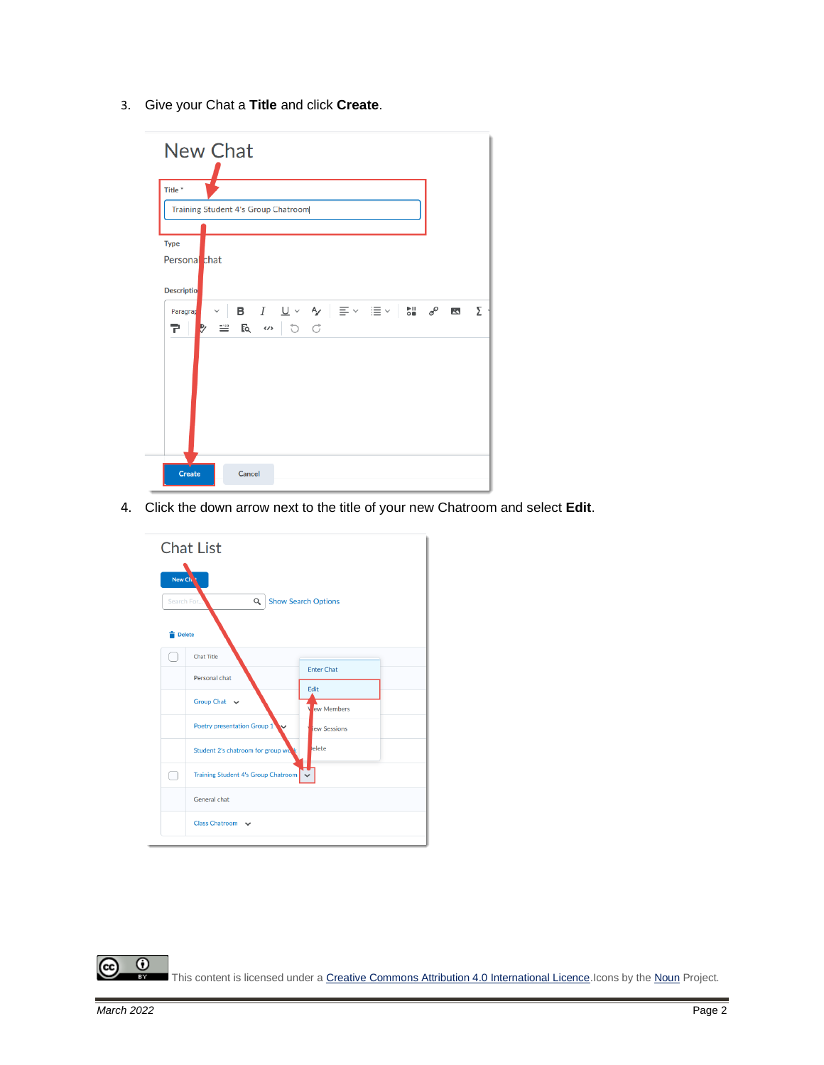3. Give your Chat a **Title** and click **Create**.

4. Click the down arrow next to the title of your new Chatroom and select **Edit**.

This content is licensed under a Creative Commons Attribution 4.0 International Licence. Icons by the Noun Project.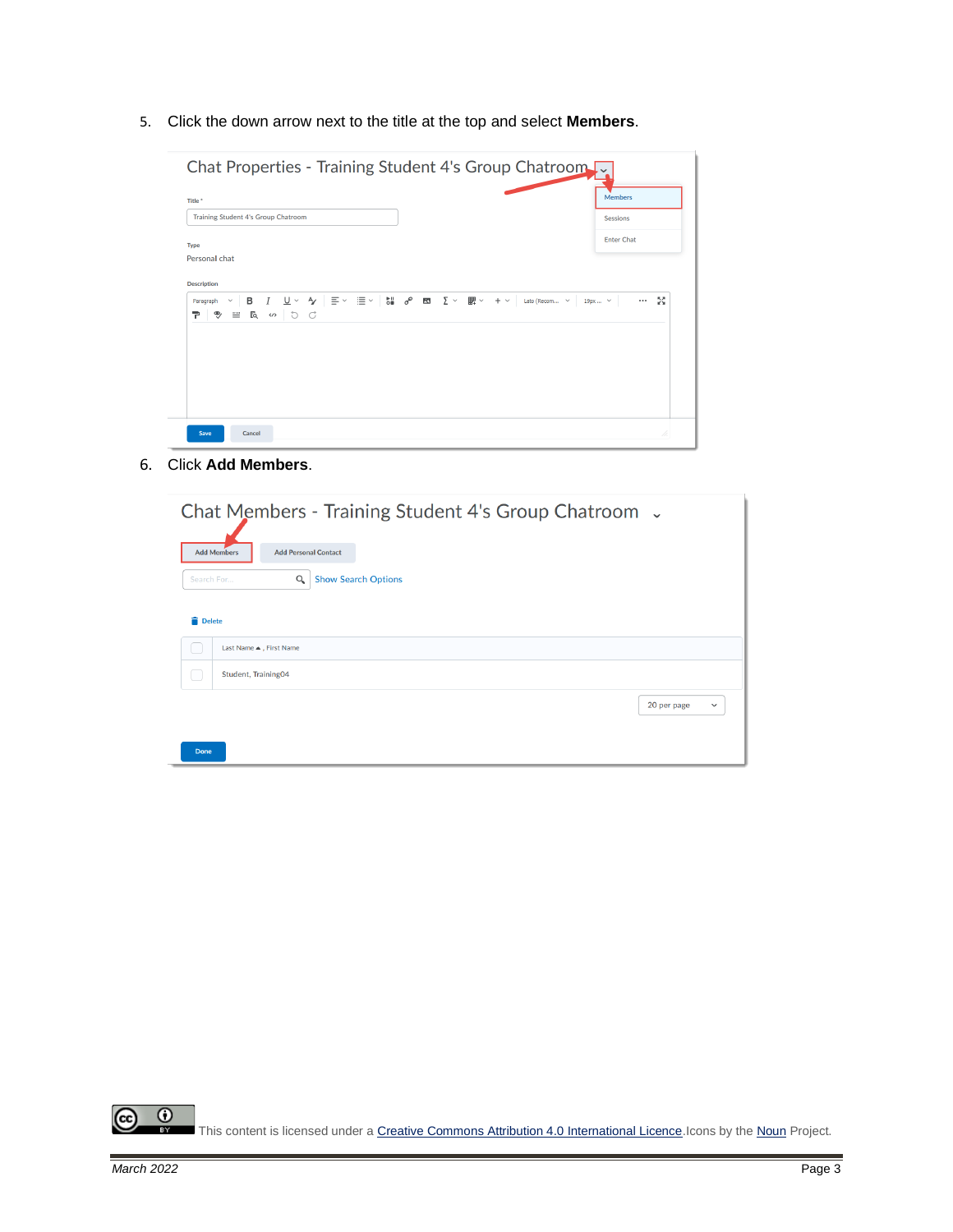5. Click the down arrow next to the title at the top and select **Members**.

6. Click **Add Members**.

This content is licensed under a [Creative Commons Attribution 4.0 International Licence](). Icons by the [Noun]() Project.

*March 2022*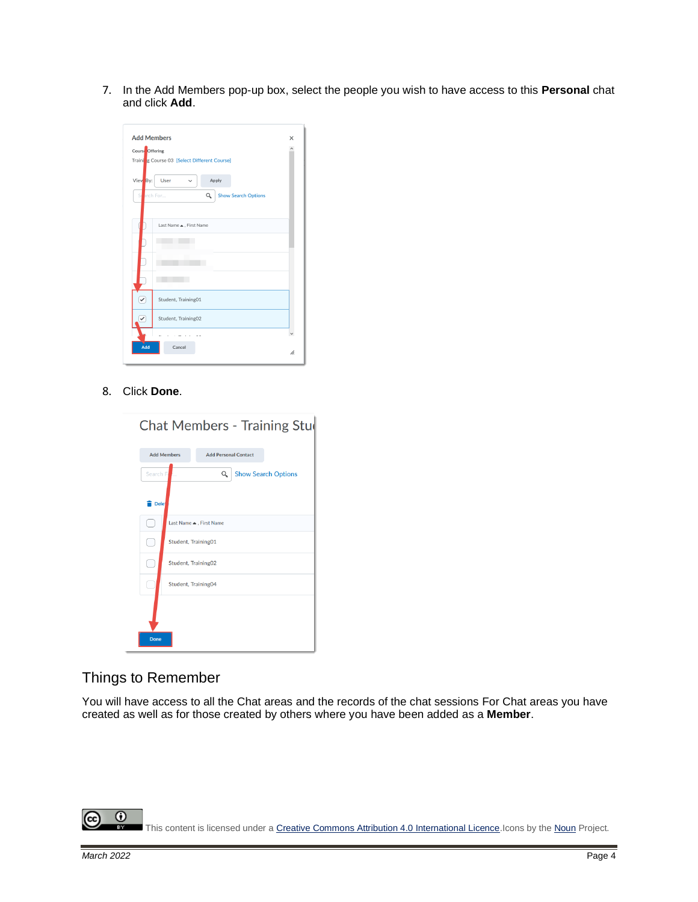7. In the Add Members pop-up box, select the people you wish to have access to this **Personal** chat and click **Add**.

8. Click **Done**.

## Things to Remember

You will have access to all the Chat areas and the records of the chat sessions For Chat areas you have created as well as for those created by others where you have been added as a **Member**.

This content is licensed under a Creative Commons Attribution 4.0 International Licence.Icons by the Noun Project.